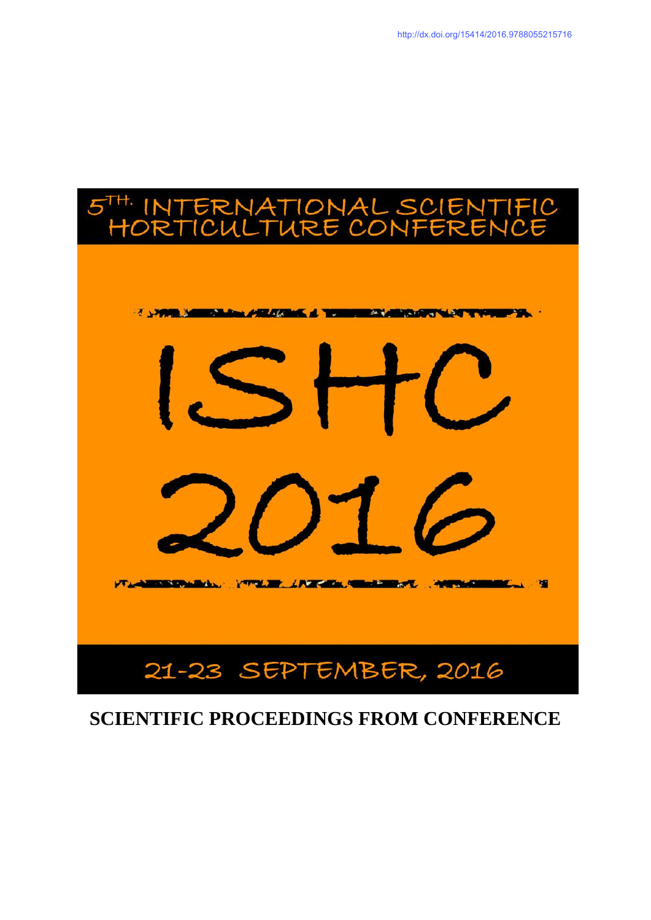http://dx.doi.org/15414/2016.9788055215716

# 5TH. INTERNATIONAL SCIENTIFIC HORTICULTURE CONFERENCE

# ISHC 2016

## 21-23 SEPTEMBER, 2016

## SCIENTIFIC PROCEEDINGS FROM CONFERENCE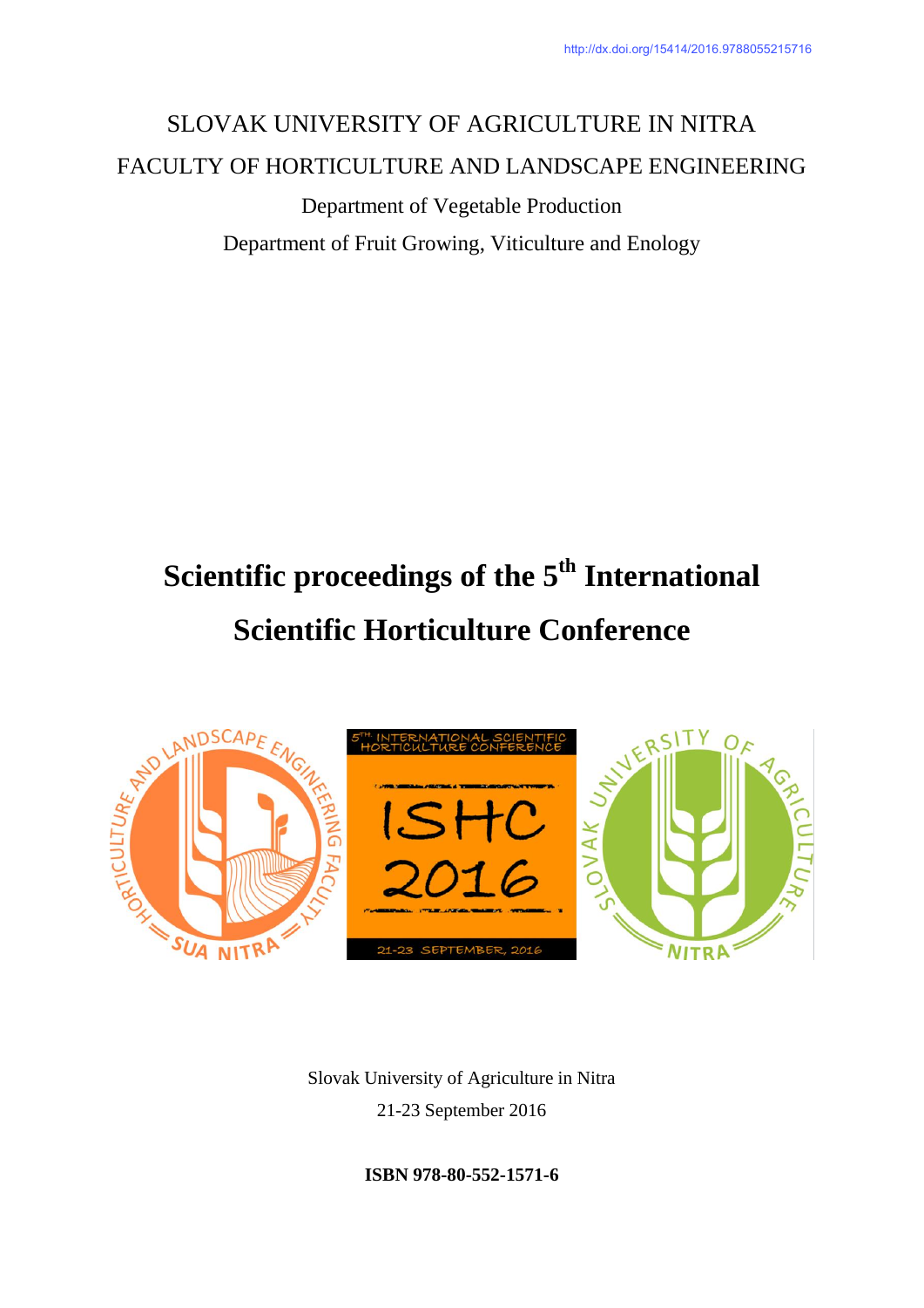http://dx.doi.org/15414/2016.9788055215716

SLOVAK UNIVERSITY OF AGRICULTURE IN NITRA

FACULTY OF HORTICULTURE AND LANDSCAPE ENGINEERING

Department of Vegetable Production

Department of Fruit Growing, Viticulture and Enology

# Scientific proceedings of the 5th International Scientific Horticulture Conference

Slovak University of Agriculture in Nitra

21-23 September 2016

**ISBN 978-80-552-1571-6**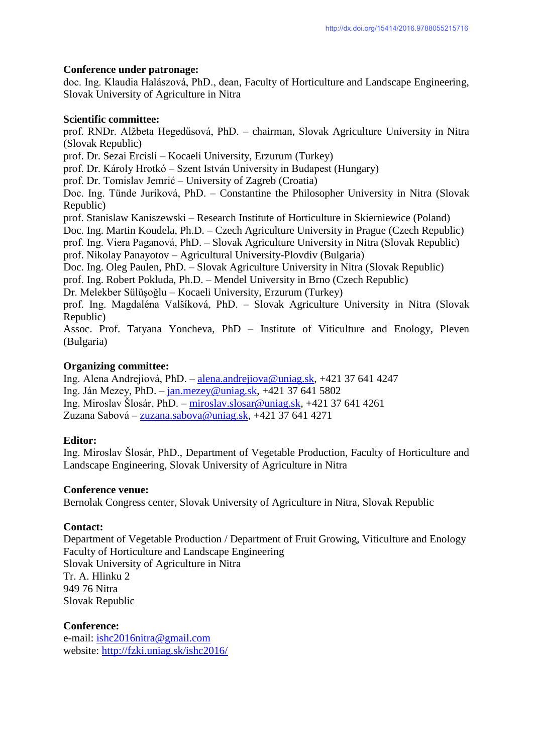http://dx.doi.org/15414/2016.9788055215716

**Conference under patronage:**
doc. Ing. Klaudia Halászová, PhD., dean, Faculty of Horticulture and Landscape Engineering, Slovak University of Agriculture in Nitra

**Scientific committee:**
prof. RNDr. Alžbeta Hegedűsová, PhD. – chairman, Slovak Agriculture University in Nitra (Slovak Republic)
prof. Dr. Sezai Ercisli – Kocaeli University, Erzurum (Turkey)
prof. Dr. Károly Hrotkó – Szent István University in Budapest (Hungary)
prof. Dr. Tomislav Jemrić – University of Zagreb (Croatia)
Doc. Ing. Tünde Juríková, PhD. – Constantine the Philosopher University in Nitra (Slovak Republic)
prof. Stanislaw Kaniszewski – Research Institute of Horticulture in Skierniewice (Poland)
Doc. Ing. Martin Koudela, Ph.D. – Czech Agriculture University in Prague (Czech Republic)
prof. Ing. Viera Paganová, PhD. – Slovak Agriculture University in Nitra (Slovak Republic)
prof. Nikolay Panayotov – Agricultural University-Plovdiv (Bulgaria)
Doc. Ing. Oleg Paulen, PhD. – Slovak Agriculture University in Nitra (Slovak Republic)
prof. Ing. Robert Pokluda, Ph.D. – Mendel University in Brno (Czech Republic)
Dr. Melekber Sülüşoğlu – Kocaeli University, Erzurum (Turkey)
prof. Ing. Magdaléna Valšíková, PhD. – Slovak Agriculture University in Nitra (Slovak Republic)
Assoc. Prof. Tatyana Yoncheva, PhD – Institute of Viticulture and Enology, Pleven (Bulgaria)

**Organizing committee:**
Ing. Alena Andrejiová, PhD. – alena.andrejiova@uniag.sk, +421 37 641 4247
Ing. Ján Mezey, PhD. – jan.mezey@uniag.sk, +421 37 641 5802
Ing. Miroslav Šlosár, PhD. – miroslav.slosar@uniag.sk, +421 37 641 4261
Zuzana Sabová – zuzana.sabova@uniag.sk, +421 37 641 4271

**Editor:**
Ing. Miroslav Šlosár, PhD., Department of Vegetable Production, Faculty of Horticulture and Landscape Engineering, Slovak University of Agriculture in Nitra

**Conference venue:**
Bernolak Congress center, Slovak University of Agriculture in Nitra, Slovak Republic

**Contact:**
Department of Vegetable Production / Department of Fruit Growing, Viticulture and Enology
Faculty of Horticulture and Landscape Engineering
Slovak University of Agriculture in Nitra
Tr. A. Hlinku 2
949 76 Nitra
Slovak Republic

**Conference:**
e-mail: ishc2016nitra@gmail.com
website: http://fzki.uniag.sk/ishc2016/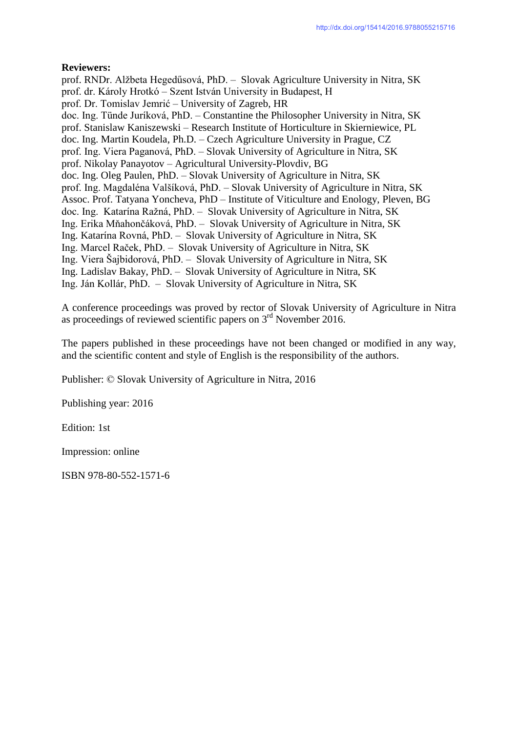http://dx.doi.org/15414/2016.9788055215716

**Reviewers:**

prof. RNDr. Alžbeta Hegedűsová, PhD. – Slovak Agriculture University in Nitra, SK  
prof. dr. Károly Hrotkó – Szent István University in Budapest, H  
prof. Dr. Tomislav Jemrić – University of Zagreb, HR  
doc. Ing. Tünde Juríková, PhD. – Constantine the Philosopher University in Nitra, SK  
prof. Stanislaw Kaniszewski – Research Institute of Horticulture in Skierniewice, PL  
doc. Ing. Martin Koudela, Ph.D. – Czech Agriculture University in Prague, CZ  
prof. Ing. Viera Paganová, PhD. – Slovak University of Agriculture in Nitra, SK  
prof. Nikolay Panayotov – Agricultural University-Plovdiv, BG  
doc. Ing. Oleg Paulen, PhD. – Slovak University of Agriculture in Nitra, SK  
prof. Ing. Magdaléna Valšíková, PhD. – Slovak University of Agriculture in Nitra, SK  
Assoc. Prof. Tatyana Yoncheva, PhD – Institute of Viticulture and Enology, Pleven, BG  
doc. Ing. Katarína Ražná, PhD. – Slovak University of Agriculture in Nitra, SK  
Ing. Erika Mňahončáková, PhD. – Slovak University of Agriculture in Nitra, SK  
Ing. Katarína Rovná, PhD. – Slovak University of Agriculture in Nitra, SK  
Ing. Marcel Raček, PhD. – Slovak University of Agriculture in Nitra, SK  
Ing. Viera Šajbidorová, PhD. – Slovak University of Agriculture in Nitra, SK  
Ing. Ladislav Bakay, PhD. – Slovak University of Agriculture in Nitra, SK  
Ing. Ján Kollár, PhD. – Slovak University of Agriculture in Nitra, SK

A conference proceedings was proved by rector of Slovak University of Agriculture in Nitra as proceedings of reviewed scientific papers on 3rd November 2016.

The papers published in these proceedings have not been changed or modified in any way, and the scientific content and style of English is the responsibility of the authors.

Publisher: © Slovak University of Agriculture in Nitra, 2016

Publishing year: 2016

Edition: 1st

Impression: online

ISBN 978-80-552-1571-6